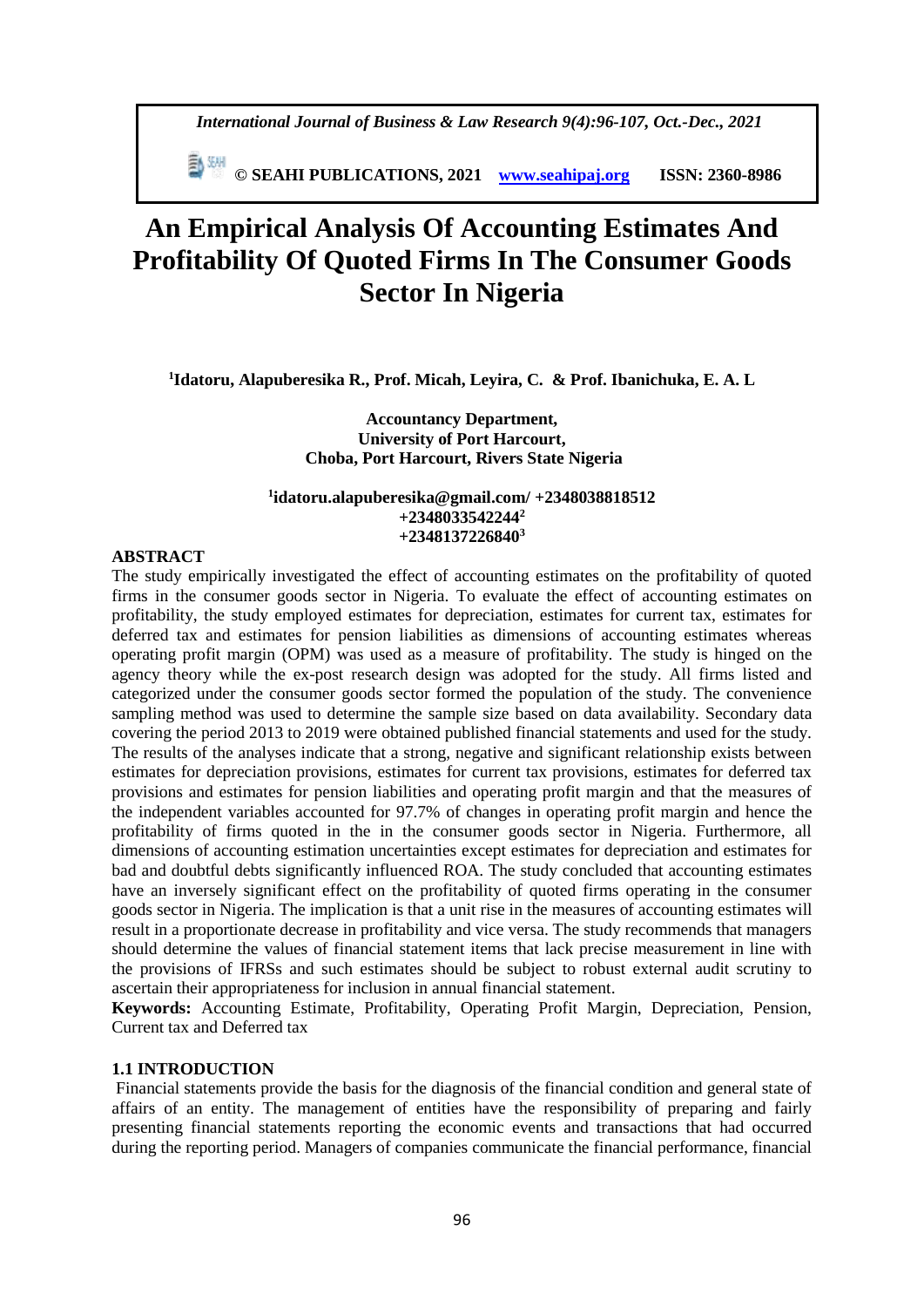# An Empirical Analysis Of Accounting Estimates And Profitability Of Quoted Firms In The Consumer Goods Sector In Nigeria

**[1]Idatoru, Alapuberesika R., Prof. Micah, Leyira, C. & Prof. Ibanichuka, E. A. L**

**Accountancy Department,**
**University of Port Harcourt,**
**Choba, Port Harcourt, Rivers State Nigeria**

**[1]idatoru.alapuberesika@gmail.com/ +2348038818512**
**+2348033542244[2]**
**+2348137226840[3]**

**ABSTRACT**

The study empirically investigated the effect of accounting estimates on the profitability of quoted firms in the consumer goods sector in Nigeria. To evaluate the effect of accounting estimates on profitability, the study employed estimates for depreciation, estimates for current tax, estimates for deferred tax and estimates for pension liabilities as dimensions of accounting estimates whereas operating profit margin (OPM) was used as a measure of profitability. The study is hinged on the agency theory while the ex-post research design was adopted for the study. All firms listed and categorized under the consumer goods sector formed the population of the study. The convenience sampling method was used to determine the sample size based on data availability. Secondary data covering the period 2013 to 2019 were obtained published financial statements and used for the study. The results of the analyses indicate that a strong, negative and significant relationship exists between estimates for depreciation provisions, estimates for current tax provisions, estimates for deferred tax provisions and estimates for pension liabilities and operating profit margin and that the measures of the independent variables accounted for 97.7% of changes in operating profit margin and hence the profitability of firms quoted in the in the consumer goods sector in Nigeria. Furthermore, all dimensions of accounting estimation uncertainties except estimates for depreciation and estimates for bad and doubtful debts significantly influenced ROA. The study concluded that accounting estimates have an inversely significant effect on the profitability of quoted firms operating in the consumer goods sector in Nigeria. The implication is that a unit rise in the measures of accounting estimates will result in a proportionate decrease in profitability and vice versa. The study recommends that managers should determine the values of financial statement items that lack precise measurement in line with the provisions of IFRSs and such estimates should be subject to robust external audit scrutiny to ascertain their appropriateness for inclusion in annual financial statement.

**Keywords:** Accounting Estimate, Profitability, Operating Profit Margin, Depreciation, Pension, Current tax and Deferred tax

## 1.1 INTRODUCTION

Financial statements provide the basis for the diagnosis of the financial condition and general state of affairs of an entity. The management of entities have the responsibility of preparing and fairly presenting financial statements reporting the economic events and transactions that had occurred during the reporting period. Managers of companies communicate the financial performance, financial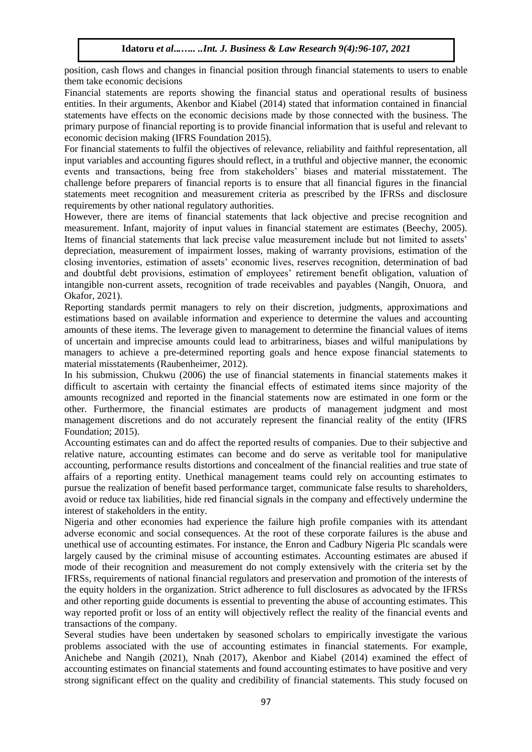position, cash flows and changes in financial position through financial statements to users to enable them take economic decisions

Financial statements are reports showing the financial status and operational results of business entities. In their arguments, Akenbor and Kiabel (2014) stated that information contained in financial statements have effects on the economic decisions made by those connected with the business. The primary purpose of financial reporting is to provide financial information that is useful and relevant to economic decision making (IFRS Foundation 2015).

For financial statements to fulfil the objectives of relevance, reliability and faithful representation, all input variables and accounting figures should reflect, in a truthful and objective manner, the economic events and transactions, being free from stakeholders' biases and material misstatement. The challenge before preparers of financial reports is to ensure that all financial figures in the financial statements meet recognition and measurement criteria as prescribed by the IFRSs and disclosure requirements by other national regulatory authorities.

However, there are items of financial statements that lack objective and precise recognition and measurement. Infant, majority of input values in financial statement are estimates (Beechy, 2005). Items of financial statements that lack precise value measurement include but not limited to assets' depreciation, measurement of impairment losses, making of warranty provisions, estimation of the closing inventories, estimation of assets' economic lives, reserves recognition, determination of bad and doubtful debt provisions, estimation of employees' retirement benefit obligation, valuation of intangible non-current assets, recognition of trade receivables and payables (Nangih, Onuora, and Okafor, 2021).

Reporting standards permit managers to rely on their discretion, judgments, approximations and estimations based on available information and experience to determine the values and accounting amounts of these items. The leverage given to management to determine the financial values of items of uncertain and imprecise amounts could lead to arbitrariness, biases and wilful manipulations by managers to achieve a pre-determined reporting goals and hence expose financial statements to material misstatements (Raubenheimer, 2012).

In his submission, Chukwu (2006) the use of financial statements in financial statements makes it difficult to ascertain with certainty the financial effects of estimated items since majority of the amounts recognized and reported in the financial statements now are estimated in one form or the other. Furthermore, the financial estimates are products of management judgment and most management discretions and do not accurately represent the financial reality of the entity (IFRS Foundation; 2015).

Accounting estimates can and do affect the reported results of companies. Due to their subjective and relative nature, accounting estimates can become and do serve as veritable tool for manipulative accounting, performance results distortions and concealment of the financial realities and true state of affairs of a reporting entity. Unethical management teams could rely on accounting estimates to pursue the realization of benefit based performance target, communicate false results to shareholders, avoid or reduce tax liabilities, hide red financial signals in the company and effectively undermine the interest of stakeholders in the entity.

Nigeria and other economies had experience the failure high profile companies with its attendant adverse economic and social consequences. At the root of these corporate failures is the abuse and unethical use of accounting estimates. For instance, the Enron and Cadbury Nigeria Plc scandals were largely caused by the criminal misuse of accounting estimates. Accounting estimates are abused if mode of their recognition and measurement do not comply extensively with the criteria set by the IFRSs, requirements of national financial regulators and preservation and promotion of the interests of the equity holders in the organization. Strict adherence to full disclosures as advocated by the IFRSs and other reporting guide documents is essential to preventing the abuse of accounting estimates. This way reported profit or loss of an entity will objectively reflect the reality of the financial events and transactions of the company.

Several studies have been undertaken by seasoned scholars to empirically investigate the various problems associated with the use of accounting estimates in financial statements. For example, Anichebe and Nangih (2021), Nnah (2017), Akenbor and Kiabel (2014) examined the effect of accounting estimates on financial statements and found accounting estimates to have positive and very strong significant effect on the quality and credibility of financial statements. This study focused on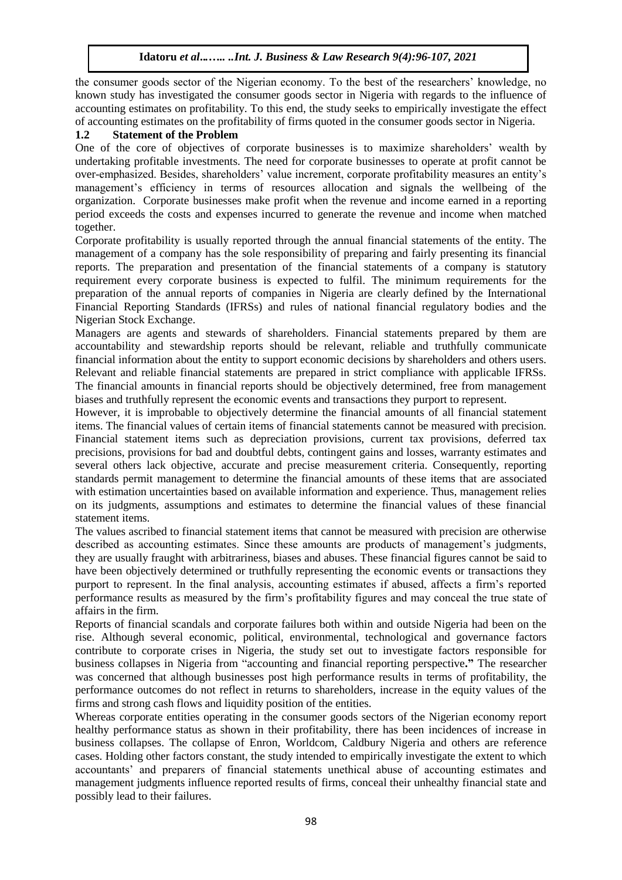the consumer goods sector of the Nigerian economy. To the best of the researchers' knowledge, no known study has investigated the consumer goods sector in Nigeria with regards to the influence of accounting estimates on profitability. To this end, the study seeks to empirically investigate the effect of accounting estimates on the profitability of firms quoted in the consumer goods sector in Nigeria.

## 1.2 Statement of the Problem

One of the core of objectives of corporate businesses is to maximize shareholders' wealth by undertaking profitable investments. The need for corporate businesses to operate at profit cannot be over-emphasized. Besides, shareholders' value increment, corporate profitability measures an entity's management's efficiency in terms of resources allocation and signals the wellbeing of the organization. Corporate businesses make profit when the revenue and income earned in a reporting period exceeds the costs and expenses incurred to generate the revenue and income when matched together.

Corporate profitability is usually reported through the annual financial statements of the entity. The management of a company has the sole responsibility of preparing and fairly presenting its financial reports. The preparation and presentation of the financial statements of a company is statutory requirement every corporate business is expected to fulfil. The minimum requirements for the preparation of the annual reports of companies in Nigeria are clearly defined by the International Financial Reporting Standards (IFRSs) and rules of national financial regulatory bodies and the Nigerian Stock Exchange.

Managers are agents and stewards of shareholders. Financial statements prepared by them are accountability and stewardship reports should be relevant, reliable and truthfully communicate financial information about the entity to support economic decisions by shareholders and others users. Relevant and reliable financial statements are prepared in strict compliance with applicable IFRSs. The financial amounts in financial reports should be objectively determined, free from management biases and truthfully represent the economic events and transactions they purport to represent.

However, it is improbable to objectively determine the financial amounts of all financial statement items. The financial values of certain items of financial statements cannot be measured with precision. Financial statement items such as depreciation provisions, current tax provisions, deferred tax precisions, provisions for bad and doubtful debts, contingent gains and losses, warranty estimates and several others lack objective, accurate and precise measurement criteria. Consequently, reporting standards permit management to determine the financial amounts of these items that are associated with estimation uncertainties based on available information and experience. Thus, management relies on its judgments, assumptions and estimates to determine the financial values of these financial statement items.

The values ascribed to financial statement items that cannot be measured with precision are otherwise described as accounting estimates. Since these amounts are products of management's judgments, they are usually fraught with arbitrariness, biases and abuses. These financial figures cannot be said to have been objectively determined or truthfully representing the economic events or transactions they purport to represent. In the final analysis, accounting estimates if abused, affects a firm's reported performance results as measured by the firm's profitability figures and may conceal the true state of affairs in the firm.

Reports of financial scandals and corporate failures both within and outside Nigeria had been on the rise. Although several economic, political, environmental, technological and governance factors contribute to corporate crises in Nigeria, the study set out to investigate factors responsible for business collapses in Nigeria from "accounting and financial reporting perspective**.**" The researcher was concerned that although businesses post high performance results in terms of profitability, the performance outcomes do not reflect in returns to shareholders, increase in the equity values of the firms and strong cash flows and liquidity position of the entities.

Whereas corporate entities operating in the consumer goods sectors of the Nigerian economy report healthy performance status as shown in their profitability, there has been incidences of increase in business collapses. The collapse of Enron, Worldcom, Caldbury Nigeria and others are reference cases. Holding other factors constant, the study intended to empirically investigate the extent to which accountants' and preparers of financial statements unethical abuse of accounting estimates and management judgments influence reported results of firms, conceal their unhealthy financial state and possibly lead to their failures.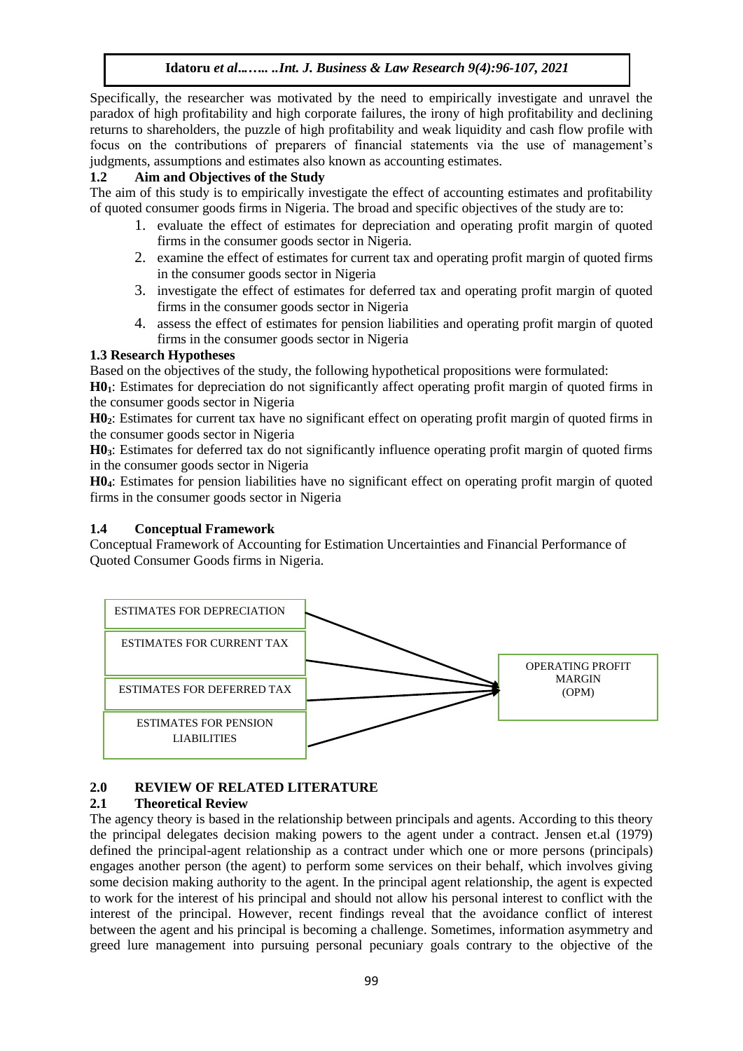Specifically, the researcher was motivated by the need to empirically investigate and unravel the paradox of high profitability and high corporate failures, the irony of high profitability and declining returns to shareholders, the puzzle of high profitability and weak liquidity and cash flow profile with focus on the contributions of preparers of financial statements via the use of management's judgments, assumptions and estimates also known as accounting estimates.

## 1.2 Aim and Objectives of the Study

The aim of this study is to empirically investigate the effect of accounting estimates and profitability of quoted consumer goods firms in Nigeria. The broad and specific objectives of the study are to:

1. evaluate the effect of estimates for depreciation and operating profit margin of quoted firms in the consumer goods sector in Nigeria.
2. examine the effect of estimates for current tax and operating profit margin of quoted firms in the consumer goods sector in Nigeria
3. investigate the effect of estimates for deferred tax and operating profit margin of quoted firms in the consumer goods sector in Nigeria
4. assess the effect of estimates for pension liabilities and operating profit margin of quoted firms in the consumer goods sector in Nigeria

## 1.3 Research Hypotheses

Based on the objectives of the study, the following hypothetical propositions were formulated:

**$H0_1$**: Estimates for depreciation do not significantly affect operating profit margin of quoted firms in the consumer goods sector in Nigeria

**$H0_2$**: Estimates for current tax have no significant effect on operating profit margin of quoted firms in the consumer goods sector in Nigeria

**$H0_3$**: Estimates for deferred tax do not significantly influence operating profit margin of quoted firms in the consumer goods sector in Nigeria

**$H0_4$**: Estimates for pension liabilities have no significant effect on operating profit margin of quoted firms in the consumer goods sector in Nigeria

## 1.4 Conceptual Framework

Conceptual Framework of Accounting for Estimation Uncertainties and Financial Performance of Quoted Consumer Goods firms in Nigeria.

ESTIMATES FOR DEPRECIATION

ESTIMATES FOR CURRENT TAX

ESTIMATES FOR DEFERRED TAX

ESTIMATES FOR PENSION LIABILITIES

OPERATING PROFIT MARGIN (OPM)

# 2.0 REVIEW OF RELATED LITERATURE

## 2.1 Theoretical Review

The agency theory is based in the relationship between principals and agents. According to this theory the principal delegates decision making powers to the agent under a contract. Jensen et.al (1979) defined the principal-agent relationship as a contract under which one or more persons (principals) engages another person (the agent) to perform some services on their behalf, which involves giving some decision making authority to the agent. In the principal agent relationship, the agent is expected to work for the interest of his principal and should not allow his personal interest to conflict with the interest of the principal. However, recent findings reveal that the avoidance conflict of interest between the agent and his principal is becoming a challenge. Sometimes, information asymmetry and greed lure management into pursuing personal pecuniary goals contrary to the objective of the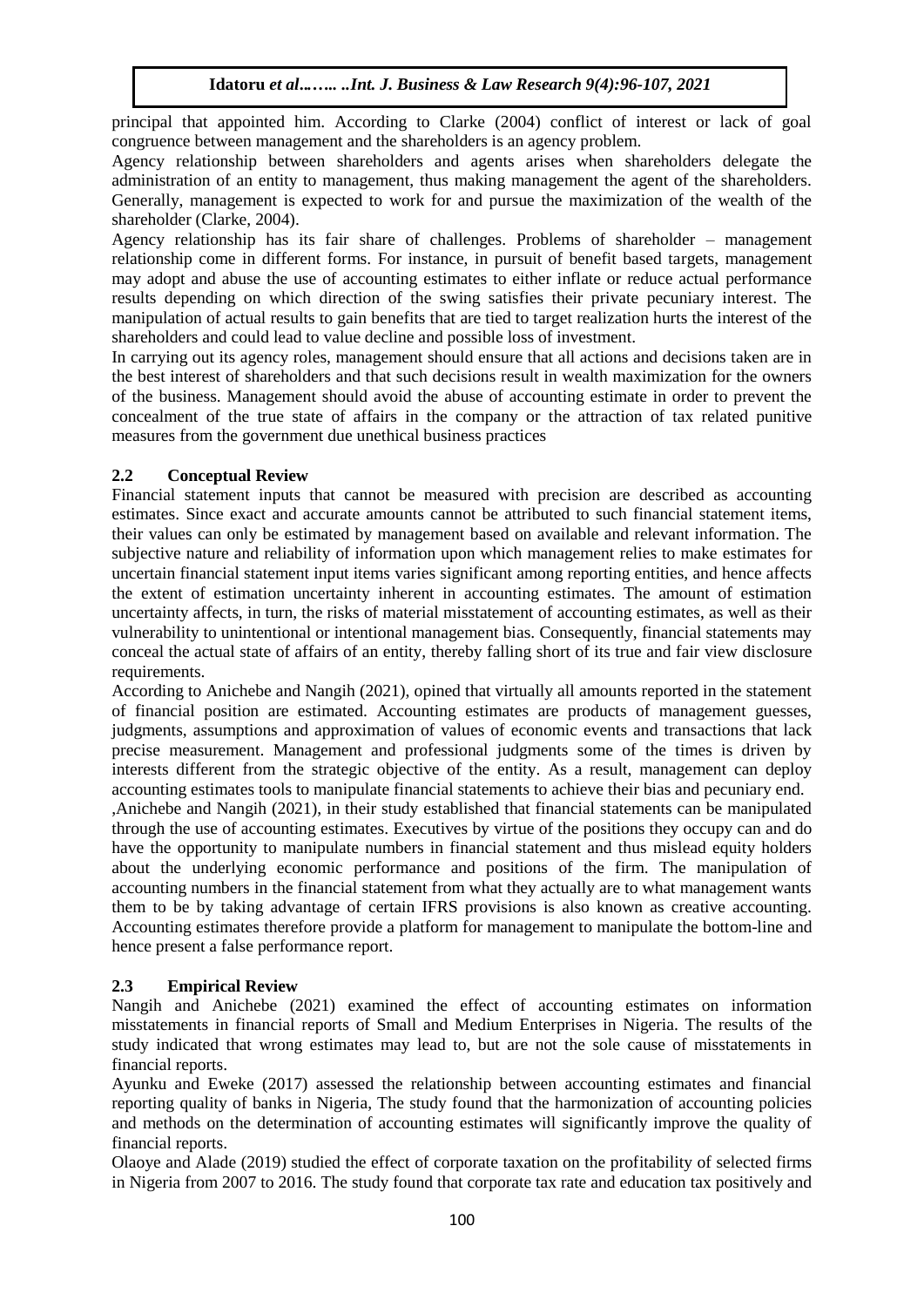principal that appointed him. According to Clarke (2004) conflict of interest or lack of goal congruence between management and the shareholders is an agency problem.

Agency relationship between shareholders and agents arises when shareholders delegate the administration of an entity to management, thus making management the agent of the shareholders. Generally, management is expected to work for and pursue the maximization of the wealth of the shareholder (Clarke, 2004).

Agency relationship has its fair share of challenges. Problems of shareholder – management relationship come in different forms. For instance, in pursuit of benefit based targets, management may adopt and abuse the use of accounting estimates to either inflate or reduce actual performance results depending on which direction of the swing satisfies their private pecuniary interest. The manipulation of actual results to gain benefits that are tied to target realization hurts the interest of the shareholders and could lead to value decline and possible loss of investment.

In carrying out its agency roles, management should ensure that all actions and decisions taken are in the best interest of shareholders and that such decisions result in wealth maximization for the owners of the business. Management should avoid the abuse of accounting estimate in order to prevent the concealment of the true state of affairs in the company or the attraction of tax related punitive measures from the government due unethical business practices

## 2.2 Conceptual Review

Financial statement inputs that cannot be measured with precision are described as accounting estimates. Since exact and accurate amounts cannot be attributed to such financial statement items, their values can only be estimated by management based on available and relevant information. The subjective nature and reliability of information upon which management relies to make estimates for uncertain financial statement input items varies significant among reporting entities, and hence affects the extent of estimation uncertainty inherent in accounting estimates. The amount of estimation uncertainty affects, in turn, the risks of material misstatement of accounting estimates, as well as their vulnerability to unintentional or intentional management bias. Consequently, financial statements may conceal the actual state of affairs of an entity, thereby falling short of its true and fair view disclosure requirements.

According to Anichebe and Nangih (2021), opined that virtually all amounts reported in the statement of financial position are estimated. Accounting estimates are products of management guesses, judgments, assumptions and approximation of values of economic events and transactions that lack precise measurement. Management and professional judgments some of the times is driven by interests different from the strategic objective of the entity. As a result, management can deploy accounting estimates tools to manipulate financial statements to achieve their bias and pecuniary end.

,Anichebe and Nangih (2021), in their study established that financial statements can be manipulated through the use of accounting estimates. Executives by virtue of the positions they occupy can and do have the opportunity to manipulate numbers in financial statement and thus mislead equity holders about the underlying economic performance and positions of the firm. The manipulation of accounting numbers in the financial statement from what they actually are to what management wants them to be by taking advantage of certain IFRS provisions is also known as creative accounting. Accounting estimates therefore provide a platform for management to manipulate the bottom-line and hence present a false performance report.

## 2.3 Empirical Review

Nangih and Anichebe (2021) examined the effect of accounting estimates on information misstatements in financial reports of Small and Medium Enterprises in Nigeria. The results of the study indicated that wrong estimates may lead to, but are not the sole cause of misstatements in financial reports.

Ayunku and Eweke (2017) assessed the relationship between accounting estimates and financial reporting quality of banks in Nigeria, The study found that the harmonization of accounting policies and methods on the determination of accounting estimates will significantly improve the quality of financial reports.

Olaoye and Alade (2019) studied the effect of corporate taxation on the profitability of selected firms in Nigeria from 2007 to 2016. The study found that corporate tax rate and education tax positively and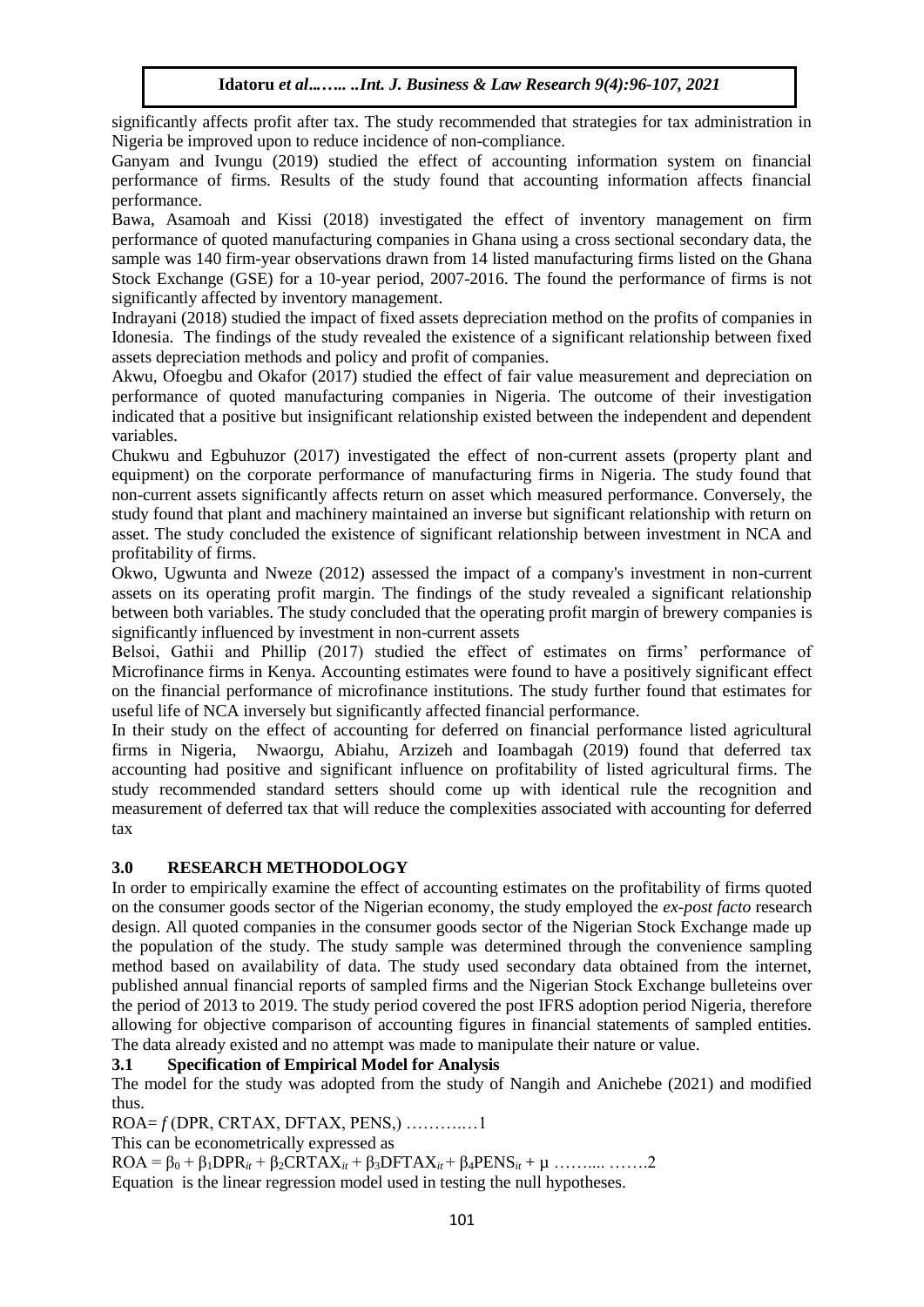significantly affects profit after tax. The study recommended that strategies for tax administration in Nigeria be improved upon to reduce incidence of non-compliance.

Ganyam and Ivungu (2019) studied the effect of accounting information system on financial performance of firms. Results of the study found that accounting information affects financial performance.

Bawa, Asamoah and Kissi (2018) investigated the effect of inventory management on firm performance of quoted manufacturing companies in Ghana using a cross sectional secondary data, the sample was 140 firm-year observations drawn from 14 listed manufacturing firms listed on the Ghana Stock Exchange (GSE) for a 10-year period, 2007-2016. The found the performance of firms is not significantly affected by inventory management.

Indrayani (2018) studied the impact of fixed assets depreciation method on the profits of companies in Idonesia. The findings of the study revealed the existence of a significant relationship between fixed assets depreciation methods and policy and profit of companies.

Akwu, Ofoegbu and Okafor (2017) studied the effect of fair value measurement and depreciation on performance of quoted manufacturing companies in Nigeria. The outcome of their investigation indicated that a positive but insignificant relationship existed between the independent and dependent variables.

Chukwu and Egbuhuzor (2017) investigated the effect of non-current assets (property plant and equipment) on the corporate performance of manufacturing firms in Nigeria. The study found that non-current assets significantly affects return on asset which measured performance. Conversely, the study found that plant and machinery maintained an inverse but significant relationship with return on asset. The study concluded the existence of significant relationship between investment in NCA and profitability of firms.

Okwo, Ugwunta and Nweze (2012) assessed the impact of a company's investment in non-current assets on its operating profit margin. The findings of the study revealed a significant relationship between both variables. The study concluded that the operating profit margin of brewery companies is significantly influenced by investment in non-current assets

Belsoi, Gathii and Phillip (2017) studied the effect of estimates on firms' performance of Microfinance firms in Kenya. Accounting estimates were found to have a positively significant effect on the financial performance of microfinance institutions. The study further found that estimates for useful life of NCA inversely but significantly affected financial performance.

In their study on the effect of accounting for deferred on financial performance listed agricultural firms in Nigeria, Nwaorgu, Abiahu, Arzizeh and Ioambagah (2019) found that deferred tax accounting had positive and significant influence on profitability of listed agricultural firms. The study recommended standard setters should come up with identical rule the recognition and measurement of deferred tax that will reduce the complexities associated with accounting for deferred tax

## 3.0 RESEARCH METHODOLOGY

In order to empirically examine the effect of accounting estimates on the profitability of firms quoted on the consumer goods sector of the Nigerian economy, the study employed the *ex-post facto* research design. All quoted companies in the consumer goods sector of the Nigerian Stock Exchange made up the population of the study. The study sample was determined through the convenience sampling method based on availability of data. The study used secondary data obtained from the internet, published annual financial reports of sampled firms and the Nigerian Stock Exchange bulleteins over the period of 2013 to 2019. The study period covered the post IFRS adoption period Nigeria, therefore allowing for objective comparison of accounting figures in financial statements of sampled entities. The data already existed and no attempt was made to manipulate their nature or value.

### 3.1 Specification of Empirical Model for Analysis

The model for the study was adopted from the study of Nangih and Anichebe (2021) and modified thus.

$$ROA = f\,(DPR, CRTAX, DFTAX, PENS,) \quad \ldots\ldots\ldots 1$$

This can be econometrically expressed as

$$ROA = \beta_0 + \beta_1 DPR_{it} + \beta_2 CRTAX_{it} + \beta_3 DFTAX_{it} + \beta_4 PENS_{it} + \mu \quad \ldots\ldots\ldots 2$$

Equation is the linear regression model used in testing the null hypotheses.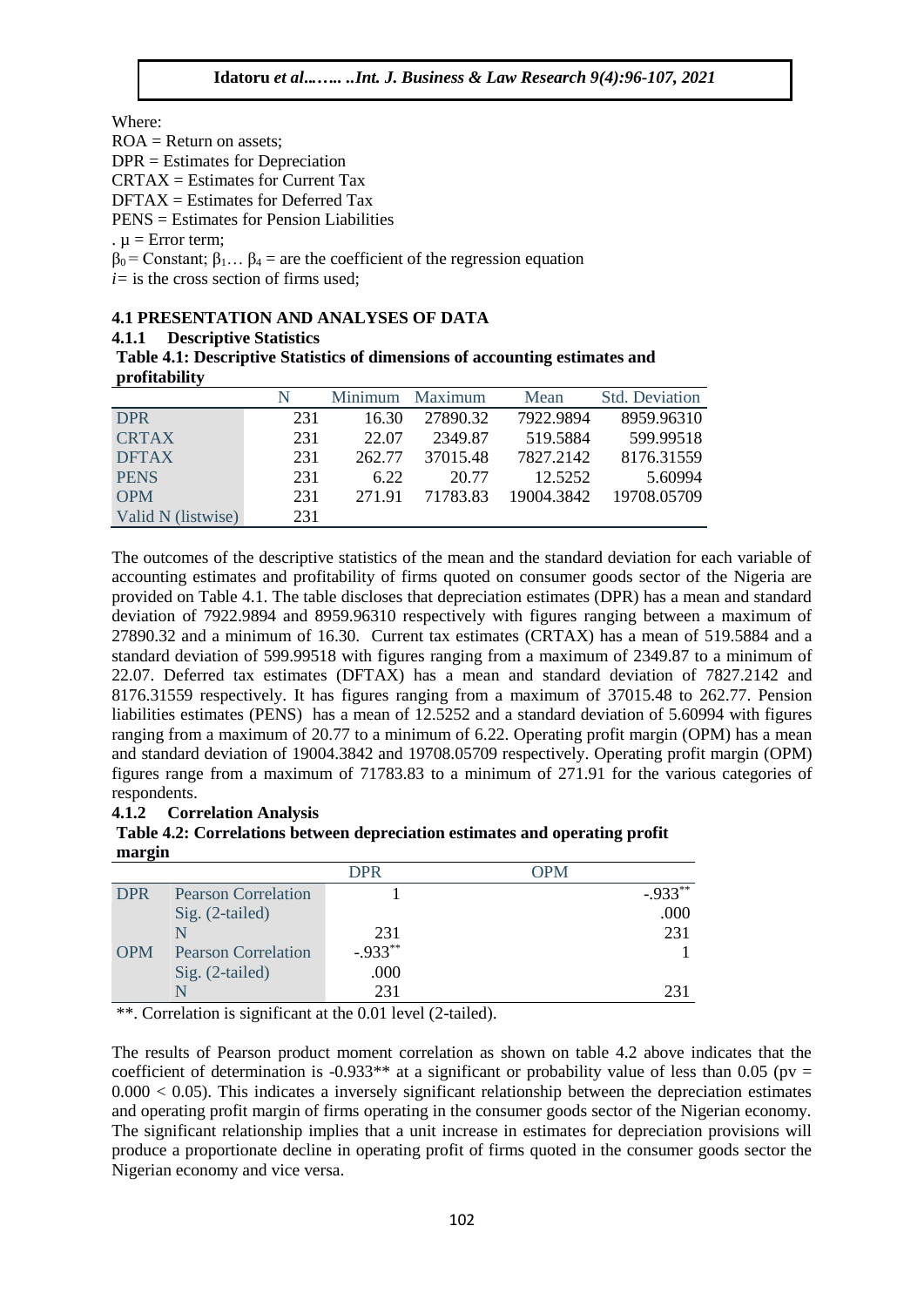Where:

ROA = Return on assets;

DPR = Estimates for Depreciation

CRTAX = Estimates for Current Tax

DFTAX = Estimates for Deferred Tax

PENS = Estimates for Pension Liabilities

. $\mu$ = Error term;

$\beta_0$ = Constant; $\beta_1 \ldots \beta_4$ = are the coefficient of the regression equation

$i$ = is the cross section of firms used;

### 4.1 PRESENTATION AND ANALYSES OF DATA

#### 4.1.1 Descriptive Statistics

**Table 4.1: Descriptive Statistics of dimensions of accounting estimates and profitability**

| | N | Minimum | Maximum | Mean | Std. Deviation |
|---|---|---|---|---|---|
| DPR | 231 | 16.30 | 27890.32 | 7922.9894 | 8959.96310 |
| CRTAX | 231 | 22.07 | 2349.87 | 519.5884 | 599.99518 |
| DFTAX | 231 | 262.77 | 37015.48 | 7827.2142 | 8176.31559 |
| PENS | 231 | 6.22 | 20.77 | 12.5252 | 5.60994 |
| OPM | 231 | 271.91 | 71783.83 | 19004.3842 | 19708.05709 |
| Valid N (listwise) | 231 | | | | |

The outcomes of the descriptive statistics of the mean and the standard deviation for each variable of accounting estimates and profitability of firms quoted on consumer goods sector of the Nigeria are provided on Table 4.1. The table discloses that depreciation estimates (DPR) has a mean and standard deviation of 7922.9894 and 8959.96310 respectively with figures ranging between a maximum of 27890.32 and a minimum of 16.30. Current tax estimates (CRTAX) has a mean of 519.5884 and a standard deviation of 599.99518 with figures ranging from a maximum of 2349.87 to a minimum of 22.07. Deferred tax estimates (DFTAX) has a mean and standard deviation of 7827.2142 and 8176.31559 respectively. It has figures ranging from a maximum of 37015.48 to 262.77. Pension liabilities estimates (PENS) has a mean of 12.5252 and a standard deviation of 5.60994 with figures ranging from a maximum of 20.77 to a minimum of 6.22. Operating profit margin (OPM) has a mean and standard deviation of 19004.3842 and 19708.05709 respectively. Operating profit margin (OPM) figures range from a maximum of 71783.83 to a minimum of 271.91 for the various categories of respondents.

#### 4.1.2 Correlation Analysis

**Table 4.2: Correlations between depreciation estimates and operating profit margin**

| | | DPR | OPM |
|---|---|---|---|
| DPR | Pearson Correlation | 1 | -.933** |
| | Sig. (2-tailed) | | .000 |
| | N | 231 | 231 |
| OPM | Pearson Correlation | -.933** | 1 |
| | Sig. (2-tailed) | .000 | |
| | N | 231 | 231 |

**. Correlation is significant at the 0.01 level (2-tailed).

The results of Pearson product moment correlation as shown on table 4.2 above indicates that the coefficient of determination is -0.933** at a significant or probability value of less than 0.05 ($pv = 0.000 < 0.05$). This indicates a inversely significant relationship between the depreciation estimates and operating profit margin of firms operating in the consumer goods sector of the Nigerian economy. The significant relationship implies that a unit increase in estimates for depreciation provisions will produce a proportionate decline in operating profit of firms quoted in the consumer goods sector the Nigerian economy and vice versa.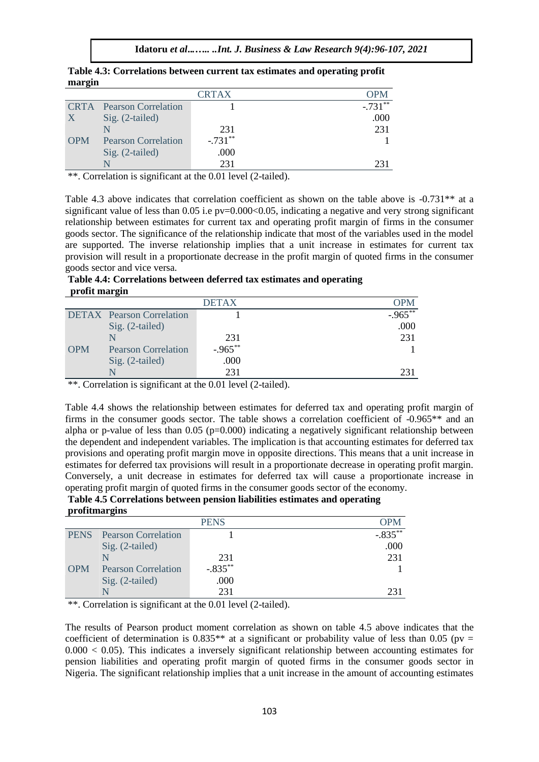**Table 4.3: Correlations between current tax estimates and operating profit margin**

| | | CRTAX | OPM |
|---|---|---|---|
| CRTAX | Pearson Correlation | 1 | -.731** |
| | Sig. (2-tailed) | | .000 |
| | N | 231 | 231 |
| OPM | Pearson Correlation | -.731** | 1 |
| | Sig. (2-tailed) | .000 | |
| | N | 231 | 231 |

**. Correlation is significant at the 0.01 level (2-tailed).

Table 4.3 above indicates that correlation coefficient as shown on the table above is -0.731** at a significant value of less than 0.05 i.e pv=0.000<0.05, indicating a negative and very strong significant relationship between estimates for current tax and operating profit margin of firms in the consumer goods sector. The significance of the relationship indicate that most of the variables used in the model are supported. The inverse relationship implies that a unit increase in estimates for current tax provision will result in a proportionate decrease in the profit margin of quoted firms in the consumer goods sector and vice versa.

**Table 4.4: Correlations between deferred tax estimates and operating profit margin**

| | | DETAX | OPM |
|---|---|---|---|
| DETAX | Pearson Correlation | 1 | -.965** |
| | Sig. (2-tailed) | | .000 |
| | N | 231 | 231 |
| OPM | Pearson Correlation | -.965** | 1 |
| | Sig. (2-tailed) | .000 | |
| | N | 231 | 231 |

**. Correlation is significant at the 0.01 level (2-tailed).

Table 4.4 shows the relationship between estimates for deferred tax and operating profit margin of firms in the consumer goods sector. The table shows a correlation coefficient of -0.965** and an alpha or p-value of less than 0.05 (p=0.000) indicating a negatively significant relationship between the dependent and independent variables. The implication is that accounting estimates for deferred tax provisions and operating profit margin move in opposite directions. This means that a unit increase in estimates for deferred tax provisions will result in a proportionate decrease in operating profit margin. Conversely, a unit decrease in estimates for deferred tax will cause a proportionate increase in operating profit margin of quoted firms in the consumer goods sector of the economy.

**Table 4.5 Correlations between pension liabilities estimates and operating profitmargins**

| | | PENS | OPM |
|---|---|---|---|
| PENS | Pearson Correlation | 1 | -.835** |
| | Sig. (2-tailed) | | .000 |
| | N | 231 | 231 |
| OPM | Pearson Correlation | -.835** | 1 |
| | Sig. (2-tailed) | .000 | |
| | N | 231 | 231 |

**. Correlation is significant at the 0.01 level (2-tailed).

The results of Pearson product moment correlation as shown on table 4.5 above indicates that the coefficient of determination is 0.835** at a significant or probability value of less than 0.05 (pv = 0.000 < 0.05). This indicates a inversely significant relationship between accounting estimates for pension liabilities and operating profit margin of quoted firms in the consumer goods sector in Nigeria. The significant relationship implies that a unit increase in the amount of accounting estimates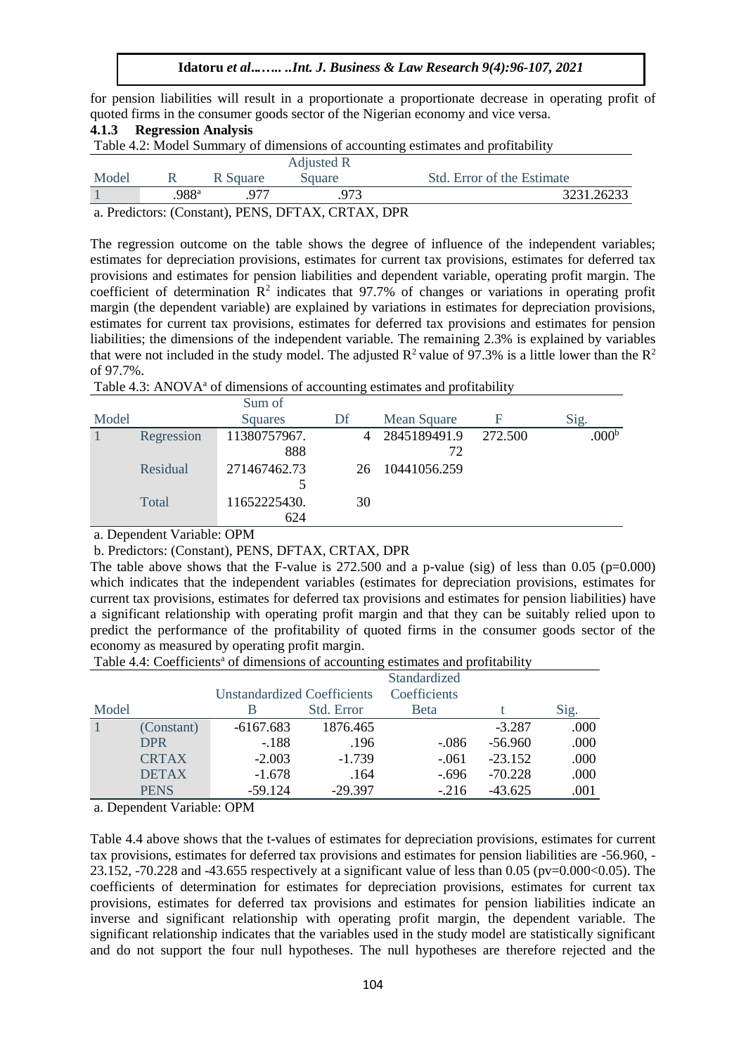for pension liabilities will result in a proportionate a proportionate decrease in operating profit of quoted firms in the consumer goods sector of the Nigerian economy and vice versa.

### 4.1.3 Regression Analysis

Table 4.2: Model Summary of dimensions of accounting estimates and profitability

| Model | R | R Square | Adjusted R Square | Std. Error of the Estimate |
|---|---|---|---|---|
| 1 | .988[a] | .977 | .973 | 3231.26233 |

a. Predictors: (Constant), PENS, DFTAX, CRTAX, DPR

The regression outcome on the table shows the degree of influence of the independent variables; estimates for depreciation provisions, estimates for current tax provisions, estimates for deferred tax provisions and estimates for pension liabilities and dependent variable, operating profit margin. The coefficient of determination $R^2$ indicates that 97.7% of changes or variations in operating profit margin (the dependent variable) are explained by variations in estimates for depreciation provisions, estimates for current tax provisions, estimates for deferred tax provisions and estimates for pension liabilities; the dimensions of the independent variable. The remaining 2.3% is explained by variables that were not included in the study model. The adjusted $R^2$ value of 97.3% is a little lower than the $R^2$ of 97.7%.

Table 4.3: ANOVA[a] of dimensions of accounting estimates and profitability

| Model | | Sum of Squares | Df | Mean Square | F | Sig. |
|---|---|---|---|---|---|---|
| 1 | Regression | 11380757967.888 | 4 | 2845189491.972 | 272.500 | .000[b] |
| | Residual | 271467462.735 | 26 | 10441056.259 | | |
| | Total | 11652225430.624 | 30 | | | |

a. Dependent Variable: OPM

b. Predictors: (Constant), PENS, DFTAX, CRTAX, DPR

The table above shows that the F-value is 272.500 and a p-value (sig) of less than 0.05 (p=0.000) which indicates that the independent variables (estimates for depreciation provisions, estimates for current tax provisions, estimates for deferred tax provisions and estimates for pension liabilities) have a significant relationship with operating profit margin and that they can be suitably relied upon to predict the performance of the profitability of quoted firms in the consumer goods sector of the economy as measured by operating profit margin.

Table 4.4: Coefficients[a] of dimensions of accounting estimates and profitability

| Model | | Unstandardized Coefficients | | Standardized Coefficients | t | Sig. |
|---|---|---|---|---|---|---|
| | | B | Std. Error | Beta | | |
| 1 | (Constant) | -6167.683 | 1876.465 | | -3.287 | .000 |
| | DPR | -.188 | .196 | -.086 | -56.960 | .000 |
| | CRTAX | -2.003 | -1.739 | -.061 | -23.152 | .000 |
| | DETAX | -1.678 | .164 | -.696 | -70.228 | .000 |
| | PENS | -59.124 | -29.397 | -.216 | -43.625 | .001 |

a. Dependent Variable: OPM

Table 4.4 above shows that the t-values of estimates for depreciation provisions, estimates for current tax provisions, estimates for deferred tax provisions and estimates for pension liabilities are -56.960, -23.152, -70.228 and -43.655 respectively at a significant value of less than 0.05 (pv=0.000<0.05). The coefficients of determination for estimates for depreciation provisions, estimates for current tax provisions, estimates for deferred tax provisions and estimates for pension liabilities indicate an inverse and significant relationship with operating profit margin, the dependent variable. The significant relationship indicates that the variables used in the study model are statistically significant and do not support the four null hypotheses. The null hypotheses are therefore rejected and the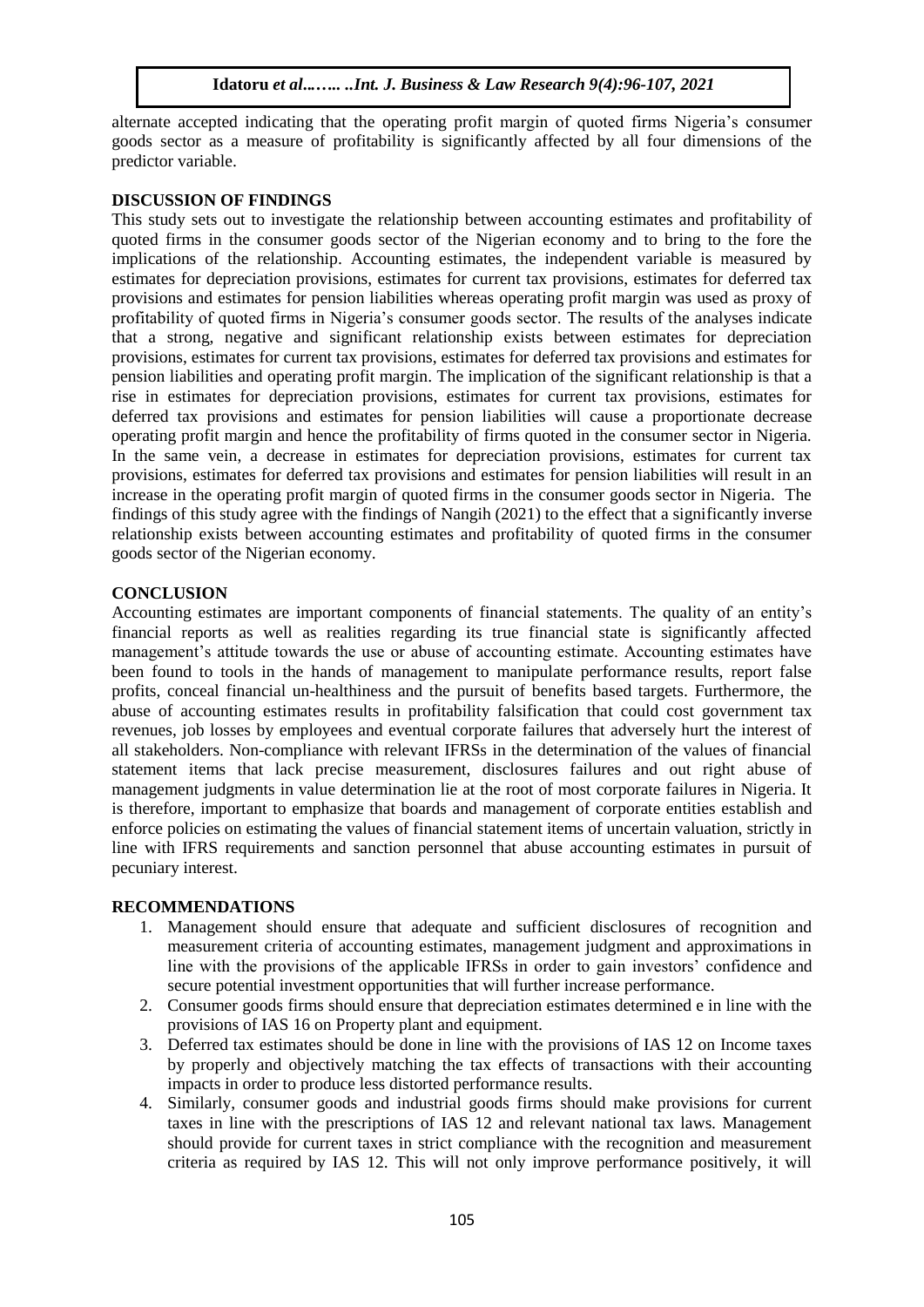alternate accepted indicating that the operating profit margin of quoted firms Nigeria's consumer goods sector as a measure of profitability is significantly affected by all four dimensions of the predictor variable.

## DISCUSSION OF FINDINGS

This study sets out to investigate the relationship between accounting estimates and profitability of quoted firms in the consumer goods sector of the Nigerian economy and to bring to the fore the implications of the relationship. Accounting estimates, the independent variable is measured by estimates for depreciation provisions, estimates for current tax provisions, estimates for deferred tax provisions and estimates for pension liabilities whereas operating profit margin was used as proxy of profitability of quoted firms in Nigeria's consumer goods sector. The results of the analyses indicate that a strong, negative and significant relationship exists between estimates for depreciation provisions, estimates for current tax provisions, estimates for deferred tax provisions and estimates for pension liabilities and operating profit margin. The implication of the significant relationship is that a rise in estimates for depreciation provisions, estimates for current tax provisions, estimates for deferred tax provisions and estimates for pension liabilities will cause a proportionate decrease operating profit margin and hence the profitability of firms quoted in the consumer sector in Nigeria. In the same vein, a decrease in estimates for depreciation provisions, estimates for current tax provisions, estimates for deferred tax provisions and estimates for pension liabilities will result in an increase in the operating profit margin of quoted firms in the consumer goods sector in Nigeria. The findings of this study agree with the findings of Nangih (2021) to the effect that a significantly inverse relationship exists between accounting estimates and profitability of quoted firms in the consumer goods sector of the Nigerian economy.

## CONCLUSION

Accounting estimates are important components of financial statements. The quality of an entity's financial reports as well as realities regarding its true financial state is significantly affected management's attitude towards the use or abuse of accounting estimate. Accounting estimates have been found to tools in the hands of management to manipulate performance results, report false profits, conceal financial un-healthiness and the pursuit of benefits based targets. Furthermore, the abuse of accounting estimates results in profitability falsification that could cost government tax revenues, job losses by employees and eventual corporate failures that adversely hurt the interest of all stakeholders. Non-compliance with relevant IFRSs in the determination of the values of financial statement items that lack precise measurement, disclosures failures and out right abuse of management judgments in value determination lie at the root of most corporate failures in Nigeria. It is therefore, important to emphasize that boards and management of corporate entities establish and enforce policies on estimating the values of financial statement items of uncertain valuation, strictly in line with IFRS requirements and sanction personnel that abuse accounting estimates in pursuit of pecuniary interest.

## RECOMMENDATIONS

1. Management should ensure that adequate and sufficient disclosures of recognition and measurement criteria of accounting estimates, management judgment and approximations in line with the provisions of the applicable IFRSs in order to gain investors' confidence and secure potential investment opportunities that will further increase performance.
2. Consumer goods firms should ensure that depreciation estimates determined e in line with the provisions of IAS 16 on Property plant and equipment.
3. Deferred tax estimates should be done in line with the provisions of IAS 12 on Income taxes by properly and objectively matching the tax effects of transactions with their accounting impacts in order to produce less distorted performance results.
4. Similarly, consumer goods and industrial goods firms should make provisions for current taxes in line with the prescriptions of IAS 12 and relevant national tax laws. Management should provide for current taxes in strict compliance with the recognition and measurement criteria as required by IAS 12. This will not only improve performance positively, it will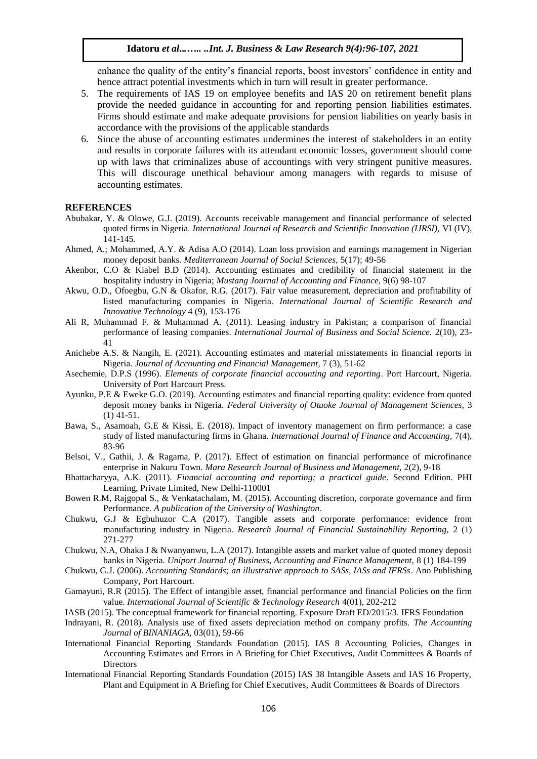enhance the quality of the entity's financial reports, boost investors' confidence in entity and hence attract potential investments which in turn will result in greater performance.

5. The requirements of IAS 19 on employee benefits and IAS 20 on retirement benefit plans provide the needed guidance in accounting for and reporting pension liabilities estimates. Firms should estimate and make adequate provisions for pension liabilities on yearly basis in accordance with the provisions of the applicable standards
6. Since the abuse of accounting estimates undermines the interest of stakeholders in an entity and results in corporate failures with its attendant economic losses, government should come up with laws that criminalizes abuse of accountings with very stringent punitive measures. This will discourage unethical behaviour among managers with regards to misuse of accounting estimates.

## REFERENCES

Abubakar, Y. & Olowe, G.J. (2019). Accounts receivable management and financial performance of selected quoted firms in Nigeria. *International Journal of Research and Scientific Innovation (IJRSI),* VI (IV), 141-145.

Ahmed, A.; Mohammed, A.Y. & Adisa A.O (2014). Loan loss provision and earnings management in Nigerian money deposit banks. *Mediterranean Journal of Social Sciences,* 5(17); 49-56

Akenbor, C.O & Kiabel B.D (2014). Accounting estimates and credibility of financial statement in the hospitality industry in Nigeria; *Mustang Journal of Accounting and Finance,* 9(6) 98-107

Akwu, O.D., Ofoegbu, G.N & Okafor, R.G. (2017). Fair value measurement, depreciation and profitability of listed manufacturing companies in Nigeria. *International Journal of Scientific Research and Innovative Technology* 4 (9), 153-176

Ali R, Muhammad F. & Muhammad A. (2011). Leasing industry in Pakistan; a comparison of financial performance of leasing companies. *International Journal of Business and Social Science.* 2(10), 23-41

Anichebe A.S. & Nangih, E. (2021). Accounting estimates and material misstatements in financial reports in Nigeria. *Journal of Accounting and Financial Management,* 7 (3), 51-62

Asechemie, D.P.S (1996). *Elements of corporate financial accounting and reporting*. Port Harcourt, Nigeria. University of Port Harcourt Press.

Ayunku, P.E & Eweke G.O. (2019). Accounting estimates and financial reporting quality: evidence from quoted deposit money banks in Nigeria. *Federal University of Otuoke Journal of Management Sciences,* 3 (1) 41-51.

Bawa, S., Asamoah, G.E & Kissi, E. (2018). Impact of inventory management on firm performance: a case study of listed manufacturing firms in Ghana. *International Journal of Finance and Accounting,* 7(4), 83-96

Belsoi, V., Gathii, J. & Ragama, P. (2017). Effect of estimation on financial performance of microfinance enterprise in Nakuru Town. *Mara Research Journal of Business and Management,* 2(2), 9-18

Bhattacharyya, A.K. (2011). *Financial accounting and reporting; a practical guide*. Second Edition. PHI Learning, Private Limited, New Delhi-110001

Bowen R.M, Rajgopal S., & Venkatachalam, M. (2015). Accounting discretion, corporate governance and firm Performance. *A publication of the University of Washington*.

Chukwu, G.J & Egbuhuzor C.A (2017). Tangible assets and corporate performance: evidence from manufacturing industry in Nigeria. *Research Journal of Financial Sustainability Reporting,* 2 (1) 271-277

Chukwu, N.A, Ohaka J & Nwanyanwu, L.A (2017). Intangible assets and market value of quoted money deposit banks in Nigeria. *Uniport Journal of Business, Accounting and Finance Management,* 8 (1) 184-199

Chukwu, G.J. (2006). *Accounting Standards; an illustrative approach to SASs, IASs and IFRSs*. Ano Publishing Company, Port Harcourt.

Gamayuni, R.R (2015). The Effect of intangible asset, financial performance and financial Policies on the firm value. *International Journal of Scientific & Technology Research* 4(01), 202-212

IASB (2015). The conceptual framework for financial reporting. Exposure Draft ED/2015/3. IFRS Foundation

Indrayani, R. (2018). Analysis use of fixed assets depreciation method on company profits. *The Accounting Journal of BINANIAGA,* 03(01), 59-66

International Financial Reporting Standards Foundation (2015). IAS 8 Accounting Policies, Changes in Accounting Estimates and Errors in A Briefing for Chief Executives, Audit Committees & Boards of Directors

International Financial Reporting Standards Foundation (2015) IAS 38 Intangible Assets and IAS 16 Property, Plant and Equipment in A Briefing for Chief Executives, Audit Committees & Boards of Directors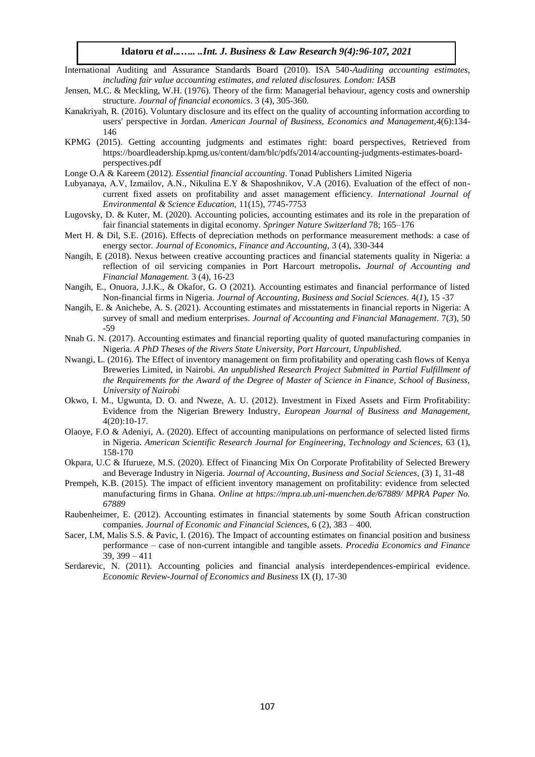International Auditing and Assurance Standards Board (2010). ISA 540-*Auditing accounting estimates, including fair value accounting estimates, and related disclosures. London: IASB*

Jensen, M.C. & Meckling, W.H. (1976). Theory of the firm: Managerial behaviour, agency costs and ownership structure. *Journal of financial economics*. 3 (4), 305-360.

Kanakriyah, R. (2016). Voluntary disclosure and its effect on the quality of accounting information according to users' perspective in Jordan. *American Journal of Business, Economics and Management,*4(6):134-146

KPMG (2015). Getting accounting judgments and estimates right: board perspectives, Retrieved from https://boardleadership.kpmg.us/content/dam/blc/pdfs/2014/accounting-judgments-estimates-board-perspectives.pdf

Longe O.A & Kareem (2012). *Essential financial accounting*. Tonad Publishers Limited Nigeria

Lubyanaya, A.V, Izmailov, A.N., Nikulina E.Y & Shaposhnikov, V.A (2016). Evaluation of the effect of non-current fixed assets on profitability and asset management efficiency. *International Journal of Environmental & Science Education,* 11(15), 7745-7753

Lugovsky, D. & Kuter, M. (2020). Accounting policies, accounting estimates and its role in the preparation of fair financial statements in digital economy. *Springer Nature Switzerland* 78; 165–176

Mert H. & Dil, S.E. (2016). Effects of depreciation methods on performance measurement methods: a case of energy sector. *Journal of Economics, Finance and Accounting,* 3 (4), 330-344

Nangih, E (2018). Nexus between creative accounting practices and financial statements quality in Nigeria: a reflection of oil servicing companies in Port Harcourt metropolis**.** *Journal of Accounting and Financial Management.* 3 (4), 16-23

Nangih, E., Onuora, J.J.K., & Okafor, G. O (2021). Accounting estimates and financial performance of listed Non-financial firms in Nigeria. *Journal of Accounting, Business and Social Sciences.* 4(*1*), 15 -37

Nangih, E. & Anichebe, A. S. (2021). Accounting estimates and misstatements in financial reports in Nigeria: A survey of small and medium enterprises. *Journal of Accounting and Financial Management*. 7(*3*), 50 -59

Nnah G. N. (2017). Accounting estimates and financial reporting quality of quoted manufacturing companies in Nigeria. *A PhD Theses of the Rivers State University, Port Harcourt, Unpublished.*

Nwangi, L. (2016). The Effect of inventory management on firm profitability and operating cash flows of Kenya Breweries Limited, in Nairobi. *An unpublished Research Project Submitted in Partial Fulfillment of the Requirements for the Award of the Degree of Master of Science in Finance, School of Business, University of Nairobi*

Okwo, I. M., Ugwunta, D. O. and Nweze, A. U. (2012). Investment in Fixed Assets and Firm Profitability: Evidence from the Nigerian Brewery Industry, *European Journal of Business and Management,* 4(20):10-17.

Olaoye, F.O & Adeniyi, A. (2020). Effect of accounting manipulations on performance of selected listed firms in Nigeria. *American Scientific Research Journal for Engineering, Technology and Sciences,* 63 (1), 158-170

Okpara, U.C & Ifurueze, M.S. (2020). Effect of Financing Mix On Corporate Profitability of Selected Brewery and Beverage Industry in Nigeria. *Journal of Accounting, Business and Social Sciences,* (3) 1, 31-48

Prempeh, K.B. (2015). The impact of efficient inventory management on profitability: evidence from selected manufacturing firms in Ghana. *Online at https://mpra.ub.uni-muenchen.de/67889/ MPRA Paper No. 67889*

Raubenheimer, E. (2012). Accounting estimates in financial statements by some South African construction companies. *Journal of Economic and Financial Sciences,* 6 (2), 383 – 400.

Sacer, I.M, Malis S.S. & Pavic, I. (2016). The Impact of accounting estimates on financial position and business performance – case of non-current intangible and tangible assets. *Procedia Economics and Finance* 39, 399 – 411

Serdarevic, N. (2011). Accounting policies and financial analysis interdependences-empirical evidence. *Economic Review-Journal of Economics and Business* IX (I), 17-30